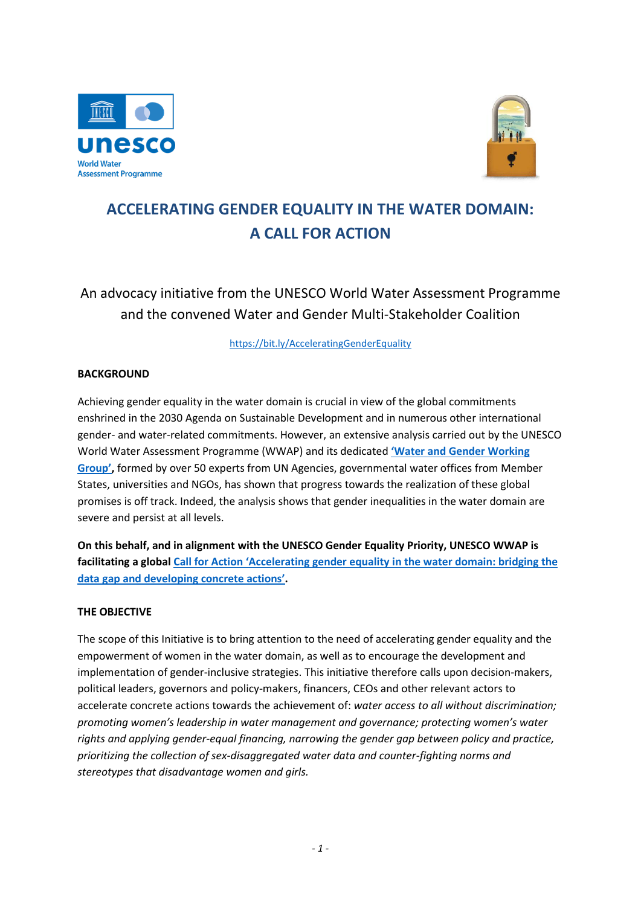# ACCELERATING GENDER EQUALITY IN THE WATER DOMAIN: A CALL FOR ACTION

An advocacy initiative from the UNESCO World Water Assessment Programme and the convened Water and Gender Multi-Stakeholder Coalition

https://bit.ly/AcceleratingGenderEquality

## BACKGROUND

Achieving gender equality in the water domain is crucial in view of the global commitments enshrined in the 2030 Agenda on Sustainable Development and in numerous other international gender- and water-related commitments. However, an extensive analysis carried out by the UNESCO World Water Assessment Programme (WWAP) and its dedicated **'Water and Gender Working Group'**, formed by over 50 experts from UN Agencies, governmental water offices from Member States, universities and NGOs, has shown that progress towards the realization of these global promises is off track. Indeed, the analysis shows that gender inequalities in the water domain are severe and persist at all levels.

**On this behalf, and in alignment with the UNESCO Gender Equality Priority, UNESCO WWAP is facilitating a global Call for Action 'Accelerating gender equality in the water domain: bridging the data gap and developing concrete actions'.**

## THE OBJECTIVE

The scope of this Initiative is to bring attention to the need of accelerating gender equality and the empowerment of women in the water domain, as well as to encourage the development and implementation of gender-inclusive strategies. This initiative therefore calls upon decision-makers, political leaders, governors and policy-makers, financers, CEOs and other relevant actors to accelerate concrete actions towards the achievement of: *water access to all without discrimination; promoting women's leadership in water management and governance; protecting women's water rights and applying gender-equal financing, narrowing the gender gap between policy and practice, prioritizing the collection of sex-disaggregated water data and counter-fighting norms and stereotypes that disadvantage women and girls.*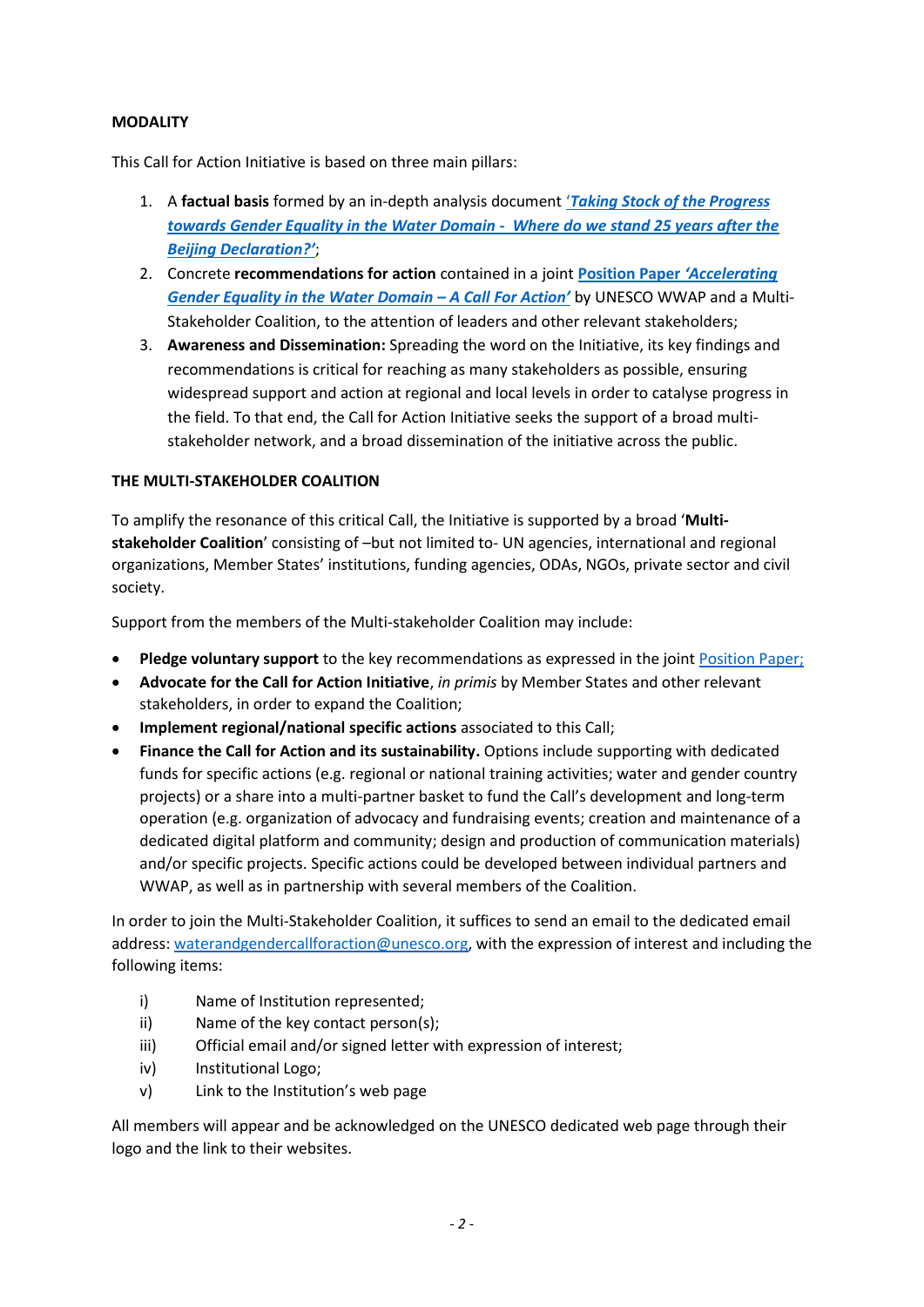**MODALITY**

This Call for Action Initiative is based on three main pillars:

1. A **factual basis** formed by an in-depth analysis document '***Taking Stock of the Progress towards Gender Equality in the Water Domain - Where do we stand 25 years after the Beijing Declaration?'***;
2. Concrete **recommendations for action** contained in a joint **Position Paper *'Accelerating Gender Equality in the Water Domain – A Call For Action'*** by UNESCO WWAP and a Multi-Stakeholder Coalition, to the attention of leaders and other relevant stakeholders;
3. **Awareness and Dissemination:** Spreading the word on the Initiative, its key findings and recommendations is critical for reaching as many stakeholders as possible, ensuring widespread support and action at regional and local levels in order to catalyse progress in the field. To that end, the Call for Action Initiative seeks the support of a broad multi-stakeholder network, and a broad dissemination of the initiative across the public.

**THE MULTI-STAKEHOLDER COALITION**

To amplify the resonance of this critical Call, the Initiative is supported by a broad '**Multi-stakeholder Coalition**' consisting of –but not limited to- UN agencies, international and regional organizations, Member States' institutions, funding agencies, ODAs, NGOs, private sector and civil society.

Support from the members of the Multi-stakeholder Coalition may include:

- **Pledge voluntary support** to the key recommendations as expressed in the joint Position Paper;
- **Advocate for the Call for Action Initiative**, *in primis* by Member States and other relevant stakeholders, in order to expand the Coalition;
- **Implement regional/national specific actions** associated to this Call;
- **Finance the Call for Action and its sustainability.** Options include supporting with dedicated funds for specific actions (e.g. regional or national training activities; water and gender country projects) or a share into a multi-partner basket to fund the Call's development and long-term operation (e.g. organization of advocacy and fundraising events; creation and maintenance of a dedicated digital platform and community; design and production of communication materials) and/or specific projects. Specific actions could be developed between individual partners and WWAP, as well as in partnership with several members of the Coalition.

In order to join the Multi-Stakeholder Coalition, it suffices to send an email to the dedicated email address: waterandgendercallforaction@unesco.org, with the expression of interest and including the following items:

i) Name of Institution represented;
ii) Name of the key contact person(s);
iii) Official email and/or signed letter with expression of interest;
iv) Institutional Logo;
v) Link to the Institution's web page

All members will appear and be acknowledged on the UNESCO dedicated web page through their logo and the link to their websites.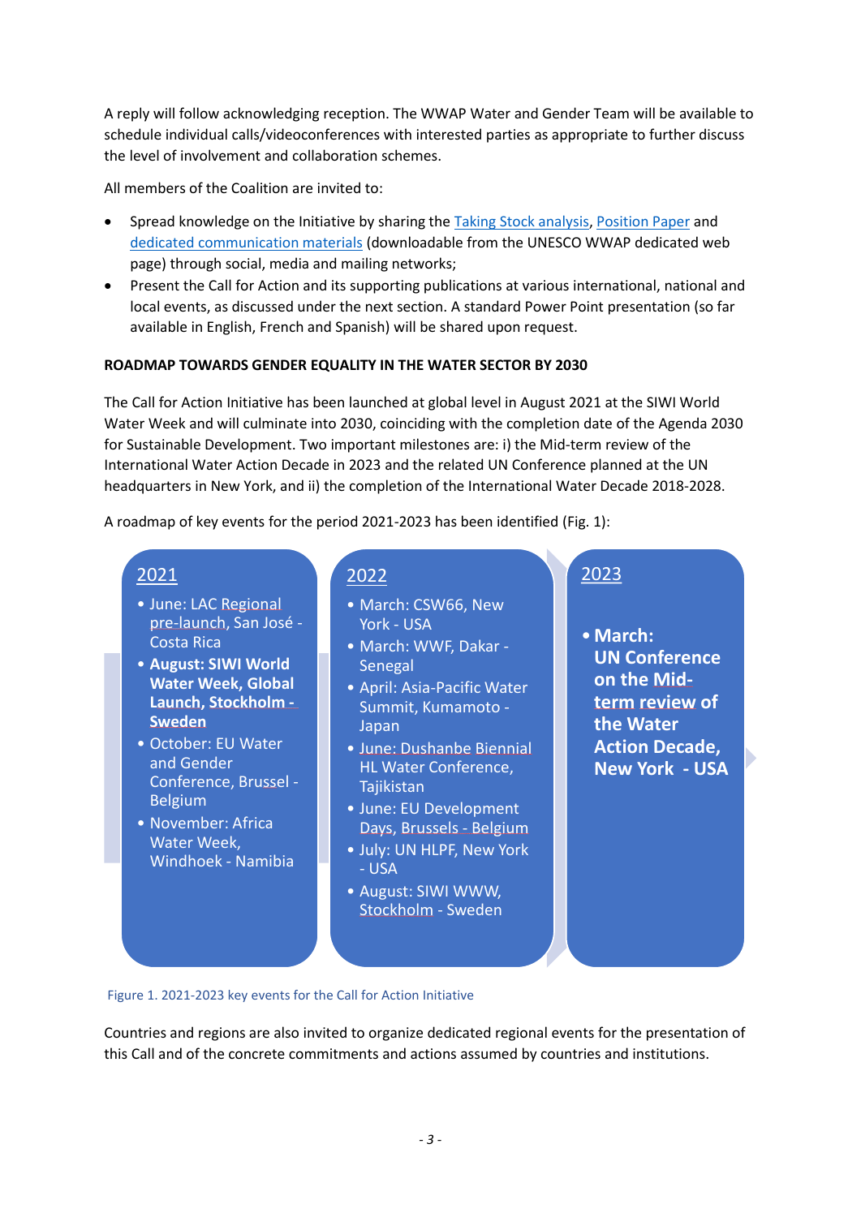A reply will follow acknowledging reception. The WWAP Water and Gender Team will be available to schedule individual calls/videoconferences with interested parties as appropriate to further discuss the level of involvement and collaboration schemes.

All members of the Coalition are invited to:

- Spread knowledge on the Initiative by sharing the Taking Stock analysis, Position Paper and dedicated communication materials (downloadable from the UNESCO WWAP dedicated web page) through social, media and mailing networks;
- Present the Call for Action and its supporting publications at various international, national and local events, as discussed under the next section. A standard Power Point presentation (so far available in English, French and Spanish) will be shared upon request.

**ROADMAP TOWARDS GENDER EQUALITY IN THE WATER SECTOR BY 2030**

The Call for Action Initiative has been launched at global level in August 2021 at the SIWI World Water Week and will culminate into 2030, coinciding with the completion date of the Agenda 2030 for Sustainable Development. Two important milestones are: i) the Mid-term review of the International Water Action Decade in 2023 and the related UN Conference planned at the UN headquarters in New York, and ii) the completion of the International Water Decade 2018-2028.

A roadmap of key events for the period 2021-2023 has been identified (Fig. 1):

**2021**

- June: LAC Regional pre-launch, San José - Costa Rica
- **August: SIWI World Water Week, Global Launch, Stockholm - Sweden**
- October: EU Water and Gender Conference, Brussel - Belgium
- November: Africa Water Week, Windhoek - Namibia

**2022**

- March: CSW66, New York - USA
- March: WWF, Dakar - Senegal
- April: Asia-Pacific Water Summit, Kumamoto - Japan
- June: Dushanbe Biennial HL Water Conference, Tajikistan
- June: EU Development Days, Brussels - Belgium
- July: UN HLPF, New York - USA
- August: SIWI WWW, Stockholm - Sweden

**2023**

- **March: UN Conference on the Mid-term review of the Water Action Decade, New York - USA**

Figure 1. 2021-2023 key events for the Call for Action Initiative

Countries and regions are also invited to organize dedicated regional events for the presentation of this Call and of the concrete commitments and actions assumed by countries and institutions.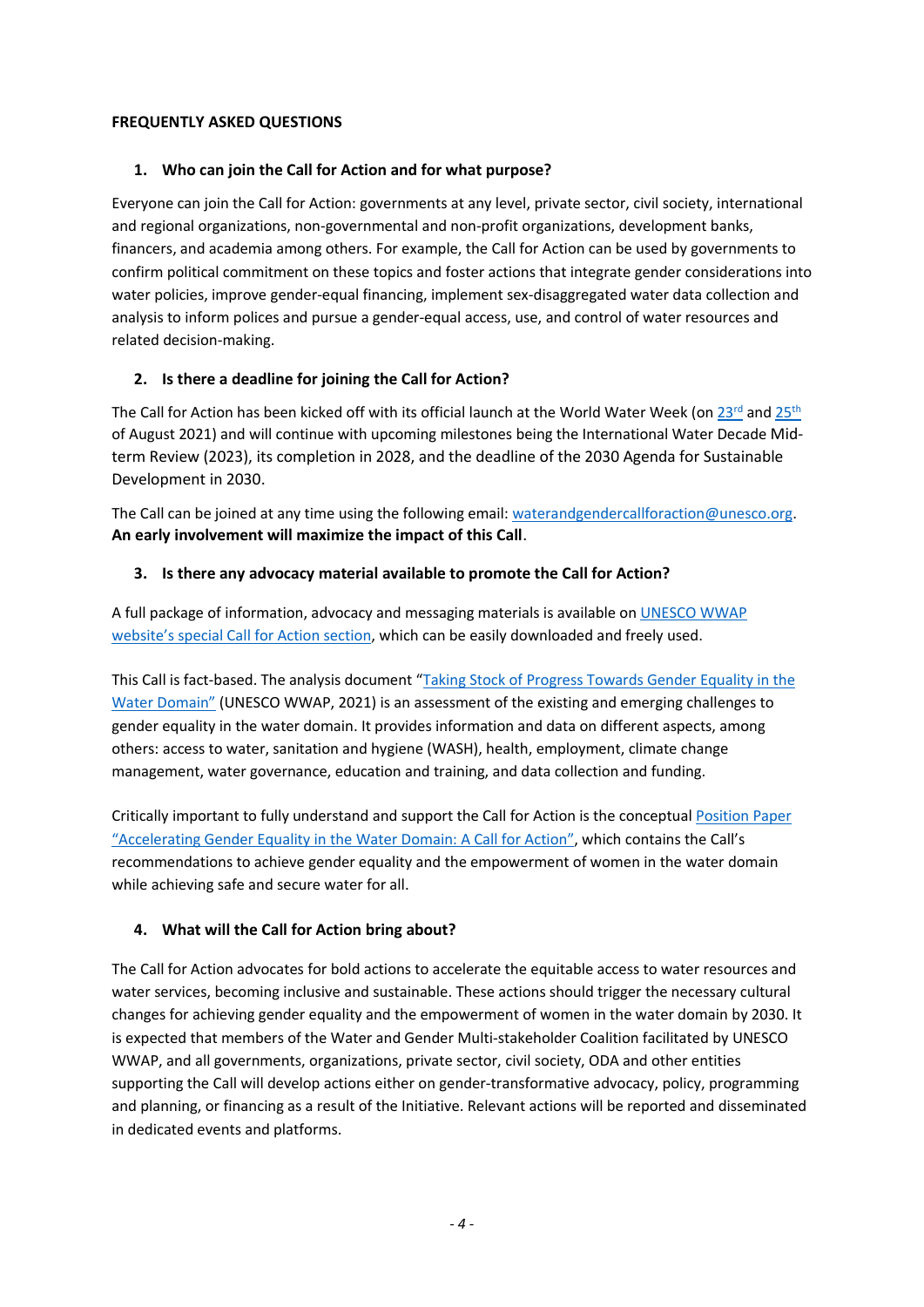**FREQUENTLY ASKED QUESTIONS**

1. **Who can join the Call for Action and for what purpose?**

Everyone can join the Call for Action: governments at any level, private sector, civil society, international and regional organizations, non-governmental and non-profit organizations, development banks, financers, and academia among others. For example, the Call for Action can be used by governments to confirm political commitment on these topics and foster actions that integrate gender considerations into water policies, improve gender-equal financing, implement sex-disaggregated water data collection and analysis to inform polices and pursue a gender-equal access, use, and control of water resources and related decision-making.

2. **Is there a deadline for joining the Call for Action?**

The Call for Action has been kicked off with its official launch at the World Water Week (on 23rd and 25th of August 2021) and will continue with upcoming milestones being the International Water Decade Mid-term Review (2023), its completion in 2028, and the deadline of the 2030 Agenda for Sustainable Development in 2030.

The Call can be joined at any time using the following email: waterandgendercallforaction@unesco.org. **An early involvement will maximize the impact of this Call**.

3. **Is there any advocacy material available to promote the Call for Action?**

A full package of information, advocacy and messaging materials is available on UNESCO WWAP website's special Call for Action section, which can be easily downloaded and freely used.

This Call is fact-based. The analysis document "Taking Stock of Progress Towards Gender Equality in the Water Domain" (UNESCO WWAP, 2021) is an assessment of the existing and emerging challenges to gender equality in the water domain. It provides information and data on different aspects, among others: access to water, sanitation and hygiene (WASH), health, employment, climate change management, water governance, education and training, and data collection and funding.

Critically important to fully understand and support the Call for Action is the conceptual Position Paper "Accelerating Gender Equality in the Water Domain: A Call for Action", which contains the Call's recommendations to achieve gender equality and the empowerment of women in the water domain while achieving safe and secure water for all.

4. **What will the Call for Action bring about?**

The Call for Action advocates for bold actions to accelerate the equitable access to water resources and water services, becoming inclusive and sustainable. These actions should trigger the necessary cultural changes for achieving gender equality and the empowerment of women in the water domain by 2030. It is expected that members of the Water and Gender Multi-stakeholder Coalition facilitated by UNESCO WWAP, and all governments, organizations, private sector, civil society, ODA and other entities supporting the Call will develop actions either on gender-transformative advocacy, policy, programming and planning, or financing as a result of the Initiative. Relevant actions will be reported and disseminated in dedicated events and platforms.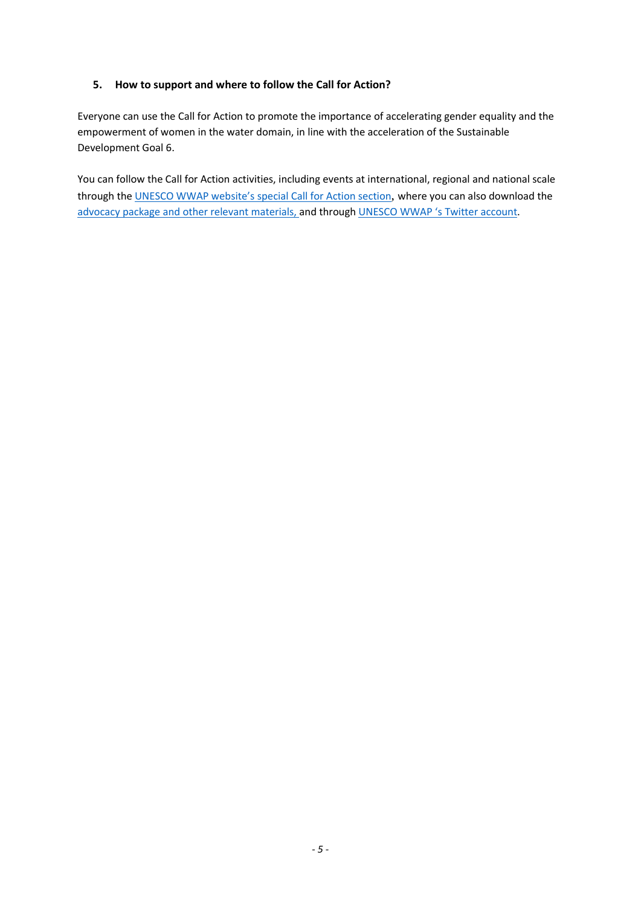## 5. How to support and where to follow the Call for Action?

Everyone can use the Call for Action to promote the importance of accelerating gender equality and the empowerment of women in the water domain, in line with the acceleration of the Sustainable Development Goal 6.

You can follow the Call for Action activities, including events at international, regional and national scale through the UNESCO WWAP website's special Call for Action section, where you can also download the advocacy package and other relevant materials, and through UNESCO WWAP 's Twitter account.